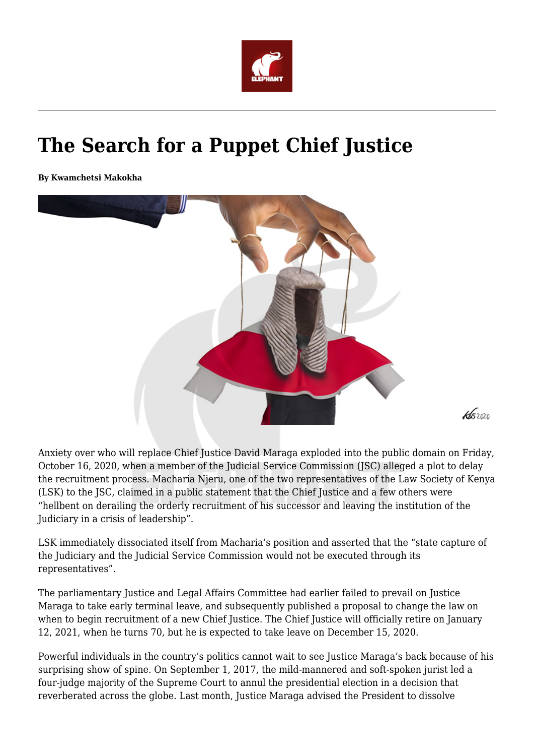# The Search for a Puppet Chief Justice

**By Kwamchetsi Makokha**

Anxiety over who will replace Chief Justice David Maraga exploded into the public domain on Friday, October 16, 2020, when a member of the Judicial Service Commission (JSC) alleged a plot to delay the recruitment process. Macharia Njeru, one of the two representatives of the Law Society of Kenya (LSK) to the JSC, claimed in a public statement that the Chief Justice and a few others were "hellbent on derailing the orderly recruitment of his successor and leaving the institution of the Judiciary in a crisis of leadership".

LSK immediately dissociated itself from Macharia's position and asserted that the "state capture of the Judiciary and the Judicial Service Commission would not be executed through its representatives".

The parliamentary Justice and Legal Affairs Committee had earlier failed to prevail on Justice Maraga to take early terminal leave, and subsequently published a proposal to change the law on when to begin recruitment of a new Chief Justice. The Chief Justice will officially retire on January 12, 2021, when he turns 70, but he is expected to take leave on December 15, 2020.

Powerful individuals in the country's politics cannot wait to see Justice Maraga's back because of his surprising show of spine. On September 1, 2017, the mild-mannered and soft-spoken jurist led a four-judge majority of the Supreme Court to annul the presidential election in a decision that reverberated across the globe. Last month, Justice Maraga advised the President to dissolve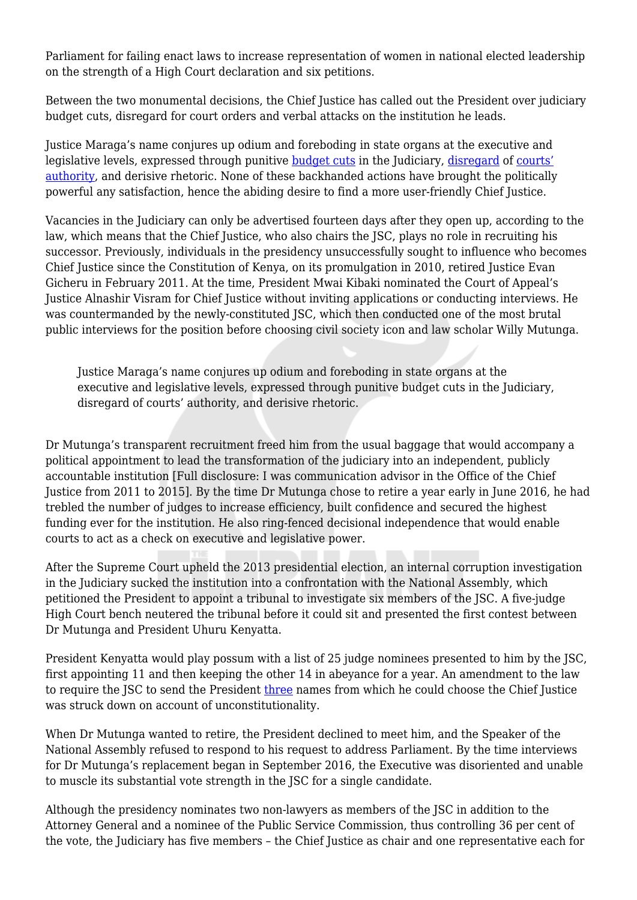Parliament for failing enact laws to increase representation of women in national elected leadership on the strength of a High Court declaration and six petitions.

Between the two monumental decisions, the Chief Justice has called out the President over judiciary budget cuts, disregard for court orders and verbal attacks on the institution he leads.

Justice Maraga's name conjures up odium and foreboding in state organs at the executive and legislative levels, expressed through punitive budget cuts in the Judiciary, disregard of courts' authority, and derisive rhetoric. None of these backhanded actions have brought the politically powerful any satisfaction, hence the abiding desire to find a more user-friendly Chief Justice.

Vacancies in the Judiciary can only be advertised fourteen days after they open up, according to the law, which means that the Chief Justice, who also chairs the JSC, plays no role in recruiting his successor. Previously, individuals in the presidency unsuccessfully sought to influence who becomes Chief Justice since the Constitution of Kenya, on its promulgation in 2010, retired Justice Evan Gicheru in February 2011. At the time, President Mwai Kibaki nominated the Court of Appeal's Justice Alnashir Visram for Chief Justice without inviting applications or conducting interviews. He was countermanded by the newly-constituted JSC, which then conducted one of the most brutal public interviews for the position before choosing civil society icon and law scholar Willy Mutunga.

> Justice Maraga's name conjures up odium and foreboding in state organs at the executive and legislative levels, expressed through punitive budget cuts in the Judiciary, disregard of courts' authority, and derisive rhetoric.

Dr Mutunga's transparent recruitment freed him from the usual baggage that would accompany a political appointment to lead the transformation of the judiciary into an independent, publicly accountable institution [Full disclosure: I was communication advisor in the Office of the Chief Justice from 2011 to 2015]. By the time Dr Mutunga chose to retire a year early in June 2016, he had trebled the number of judges to increase efficiency, built confidence and secured the highest funding ever for the institution. He also ring-fenced decisional independence that would enable courts to act as a check on executive and legislative power.

After the Supreme Court upheld the 2013 presidential election, an internal corruption investigation in the Judiciary sucked the institution into a confrontation with the National Assembly, which petitioned the President to appoint a tribunal to investigate six members of the JSC. A five-judge High Court bench neutered the tribunal before it could sit and presented the first contest between Dr Mutunga and President Uhuru Kenyatta.

President Kenyatta would play possum with a list of 25 judge nominees presented to him by the JSC, first appointing 11 and then keeping the other 14 in abeyance for a year. An amendment to the law to require the JSC to send the President three names from which he could choose the Chief Justice was struck down on account of unconstitutionality.

When Dr Mutunga wanted to retire, the President declined to meet him, and the Speaker of the National Assembly refused to respond to his request to address Parliament. By the time interviews for Dr Mutunga's replacement began in September 2016, the Executive was disoriented and unable to muscle its substantial vote strength in the JSC for a single candidate.

Although the presidency nominates two non-lawyers as members of the JSC in addition to the Attorney General and a nominee of the Public Service Commission, thus controlling 36 per cent of the vote, the Judiciary has five members – the Chief Justice as chair and one representative each for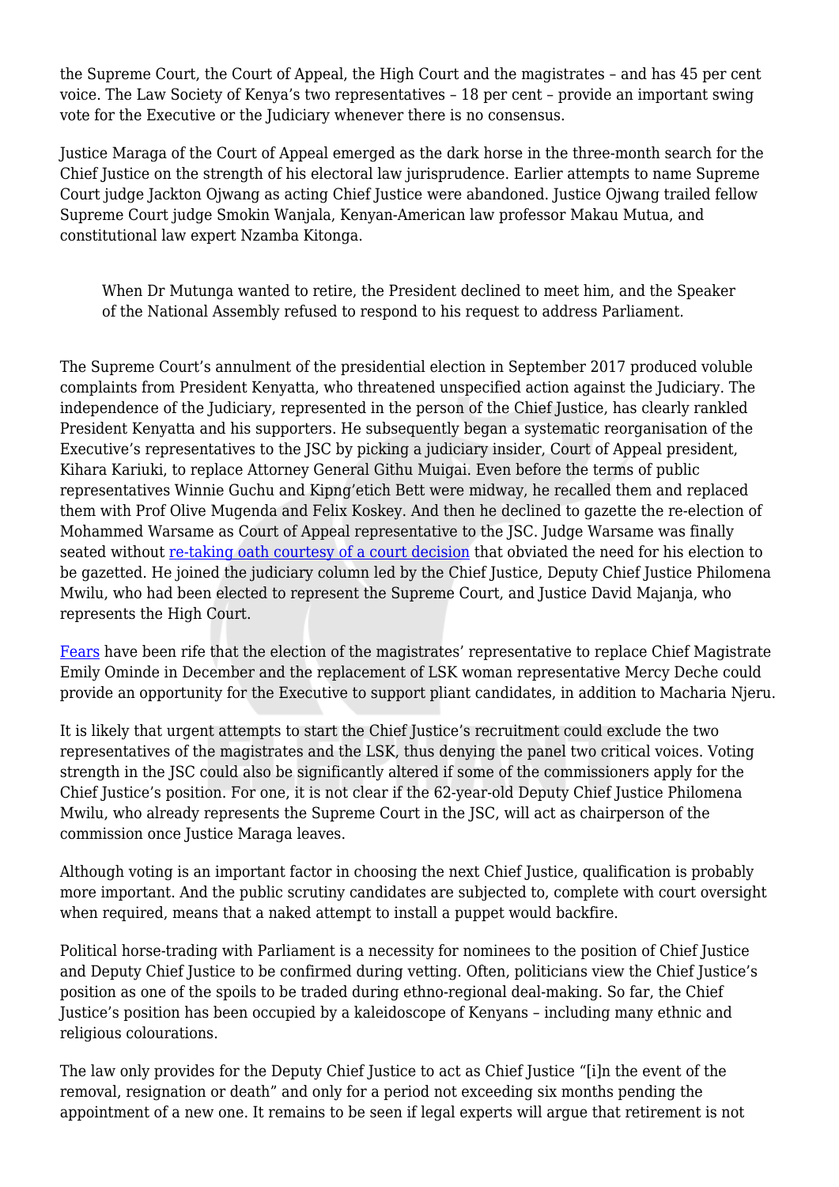the Supreme Court, the Court of Appeal, the High Court and the magistrates – and has 45 per cent voice. The Law Society of Kenya's two representatives – 18 per cent – provide an important swing vote for the Executive or the Judiciary whenever there is no consensus.

Justice Maraga of the Court of Appeal emerged as the dark horse in the three-month search for the Chief Justice on the strength of his electoral law jurisprudence. Earlier attempts to name Supreme Court judge Jackton Ojwang as acting Chief Justice were abandoned. Justice Ojwang trailed fellow Supreme Court judge Smokin Wanjala, Kenyan-American law professor Makau Mutua, and constitutional law expert Nzamba Kitonga.

> When Dr Mutunga wanted to retire, the President declined to meet him, and the Speaker of the National Assembly refused to respond to his request to address Parliament.

The Supreme Court's annulment of the presidential election in September 2017 produced voluble complaints from President Kenyatta, who threatened unspecified action against the Judiciary. The independence of the Judiciary, represented in the person of the Chief Justice, has clearly rankled President Kenyatta and his supporters. He subsequently began a systematic reorganisation of the Executive's representatives to the JSC by picking a judiciary insider, Court of Appeal president, Kihara Kariuki, to replace Attorney General Githu Muigai. Even before the terms of public representatives Winnie Guchu and Kipng'etich Bett were midway, he recalled them and replaced them with Prof Olive Mugenda and Felix Koskey. And then he declined to gazette the re-election of Mohammed Warsame as Court of Appeal representative to the JSC. Judge Warsame was finally seated without re-taking oath courtesy of a court decision that obviated the need for his election to be gazetted. He joined the judiciary column led by the Chief Justice, Deputy Chief Justice Philomena Mwilu, who had been elected to represent the Supreme Court, and Justice David Majanja, who represents the High Court.

Fears have been rife that the election of the magistrates' representative to replace Chief Magistrate Emily Ominde in December and the replacement of LSK woman representative Mercy Deche could provide an opportunity for the Executive to support pliant candidates, in addition to Macharia Njeru.

It is likely that urgent attempts to start the Chief Justice's recruitment could exclude the two representatives of the magistrates and the LSK, thus denying the panel two critical voices. Voting strength in the JSC could also be significantly altered if some of the commissioners apply for the Chief Justice's position. For one, it is not clear if the 62-year-old Deputy Chief Justice Philomena Mwilu, who already represents the Supreme Court in the JSC, will act as chairperson of the commission once Justice Maraga leaves.

Although voting is an important factor in choosing the next Chief Justice, qualification is probably more important. And the public scrutiny candidates are subjected to, complete with court oversight when required, means that a naked attempt to install a puppet would backfire.

Political horse-trading with Parliament is a necessity for nominees to the position of Chief Justice and Deputy Chief Justice to be confirmed during vetting. Often, politicians view the Chief Justice's position as one of the spoils to be traded during ethno-regional deal-making. So far, the Chief Justice's position has been occupied by a kaleidoscope of Kenyans – including many ethnic and religious colourations.

The law only provides for the Deputy Chief Justice to act as Chief Justice "[i]n the event of the removal, resignation or death" and only for a period not exceeding six months pending the appointment of a new one. It remains to be seen if legal experts will argue that retirement is not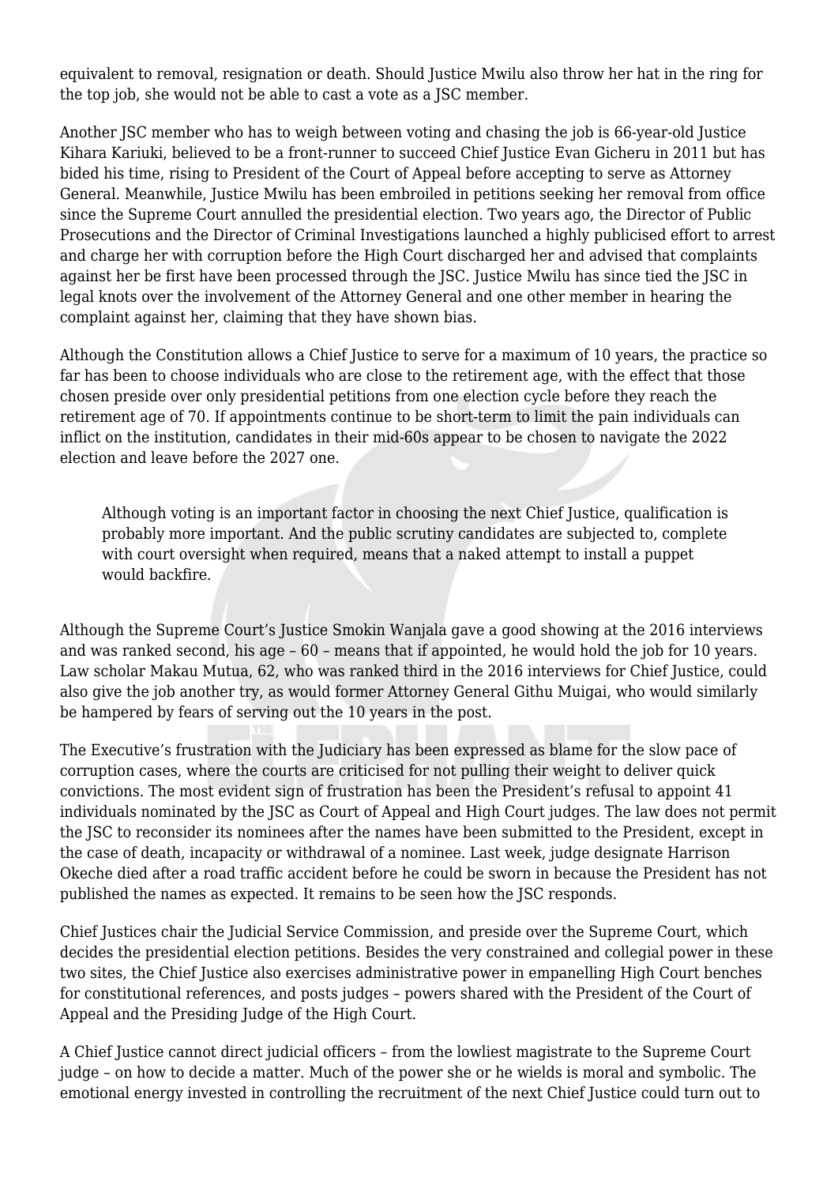equivalent to removal, resignation or death. Should Justice Mwilu also throw her hat in the ring for the top job, she would not be able to cast a vote as a JSC member.

Another JSC member who has to weigh between voting and chasing the job is 66-year-old Justice Kihara Kariuki, believed to be a front-runner to succeed Chief Justice Evan Gicheru in 2011 but has bided his time, rising to President of the Court of Appeal before accepting to serve as Attorney General. Meanwhile, Justice Mwilu has been embroiled in petitions seeking her removal from office since the Supreme Court annulled the presidential election. Two years ago, the Director of Public Prosecutions and the Director of Criminal Investigations launched a highly publicised effort to arrest and charge her with corruption before the High Court discharged her and advised that complaints against her be first have been processed through the JSC. Justice Mwilu has since tied the JSC in legal knots over the involvement of the Attorney General and one other member in hearing the complaint against her, claiming that they have shown bias.

Although the Constitution allows a Chief Justice to serve for a maximum of 10 years, the practice so far has been to choose individuals who are close to the retirement age, with the effect that those chosen preside over only presidential petitions from one election cycle before they reach the retirement age of 70. If appointments continue to be short-term to limit the pain individuals can inflict on the institution, candidates in their mid-60s appear to be chosen to navigate the 2022 election and leave before the 2027 one.

> Although voting is an important factor in choosing the next Chief Justice, qualification is probably more important. And the public scrutiny candidates are subjected to, complete with court oversight when required, means that a naked attempt to install a puppet would backfire.

Although the Supreme Court's Justice Smokin Wanjala gave a good showing at the 2016 interviews and was ranked second, his age – 60 – means that if appointed, he would hold the job for 10 years. Law scholar Makau Mutua, 62, who was ranked third in the 2016 interviews for Chief Justice, could also give the job another try, as would former Attorney General Githu Muigai, who would similarly be hampered by fears of serving out the 10 years in the post.

The Executive's frustration with the Judiciary has been expressed as blame for the slow pace of corruption cases, where the courts are criticised for not pulling their weight to deliver quick convictions. The most evident sign of frustration has been the President's refusal to appoint 41 individuals nominated by the JSC as Court of Appeal and High Court judges. The law does not permit the JSC to reconsider its nominees after the names have been submitted to the President, except in the case of death, incapacity or withdrawal of a nominee. Last week, judge designate Harrison Okeche died after a road traffic accident before he could be sworn in because the President has not published the names as expected. It remains to be seen how the JSC responds.

Chief Justices chair the Judicial Service Commission, and preside over the Supreme Court, which decides the presidential election petitions. Besides the very constrained and collegial power in these two sites, the Chief Justice also exercises administrative power in empanelling High Court benches for constitutional references, and posts judges – powers shared with the President of the Court of Appeal and the Presiding Judge of the High Court.

A Chief Justice cannot direct judicial officers – from the lowliest magistrate to the Supreme Court judge – on how to decide a matter. Much of the power she or he wields is moral and symbolic. The emotional energy invested in controlling the recruitment of the next Chief Justice could turn out to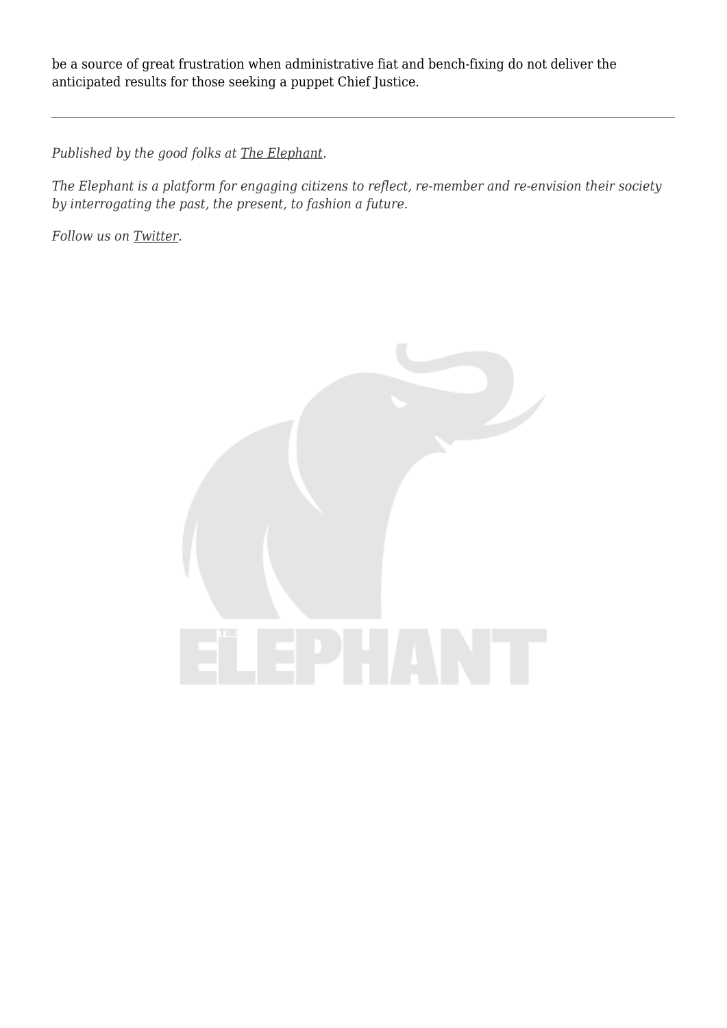be a source of great frustration when administrative fiat and bench-fixing do not deliver the anticipated results for those seeking a puppet Chief Justice.

---

*Published by the good folks at The Elephant.*

*The Elephant is a platform for engaging citizens to reflect, re-member and re-envision their society by interrogating the past, the present, to fashion a future.*

*Follow us on Twitter.*